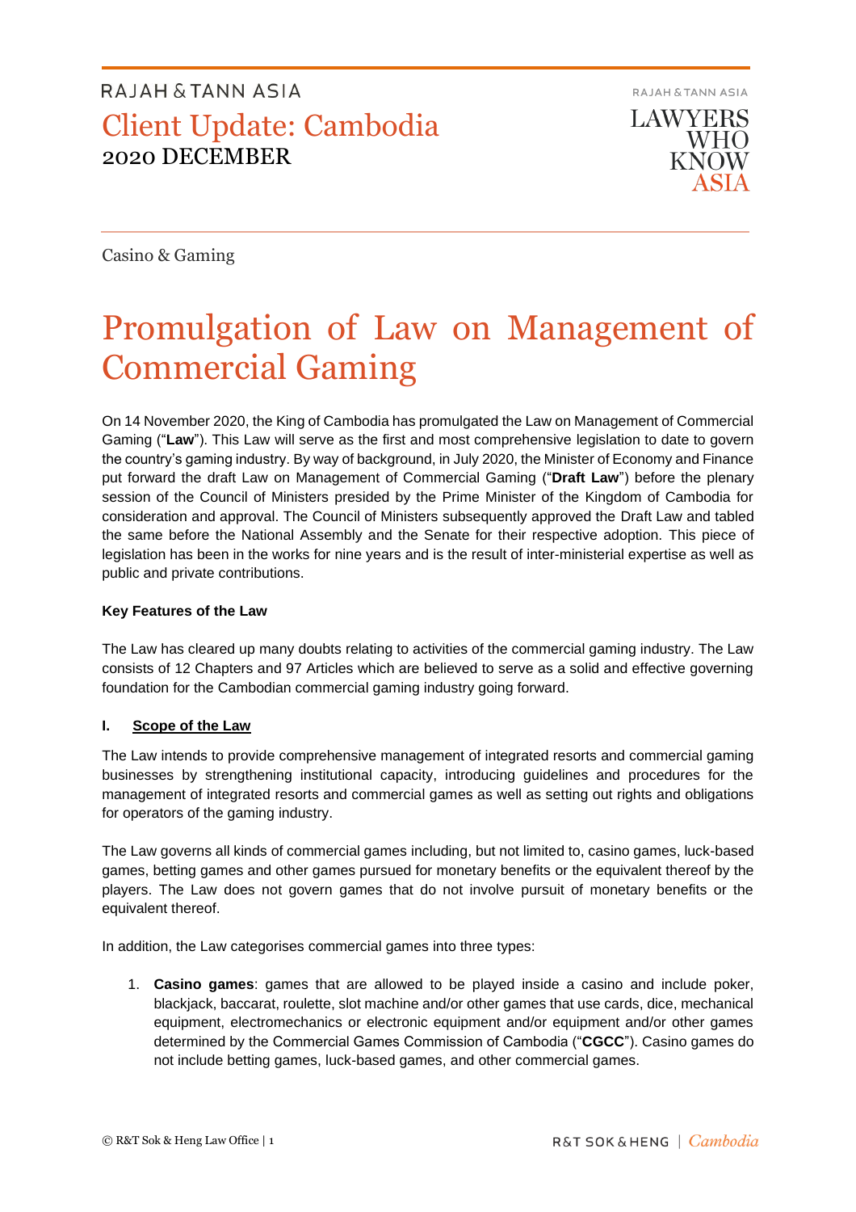RAJAH & TANN ASIA

# Client Update: Cambodia

2020 DECEMBER

RAJAH & TANN ASIA

LAWYERS WHO KNOW ASIA

Casino & Gaming

# Promulgation of Law on Management of Commercial Gaming

On 14 November 2020, the King of Cambodia has promulgated the Law on Management of Commercial Gaming ("**Law**"). This Law will serve as the first and most comprehensive legislation to date to govern the country's gaming industry. By way of background, in July 2020, the Minister of Economy and Finance put forward the draft Law on Management of Commercial Gaming ("**Draft Law**") before the plenary session of the Council of Ministers presided by the Prime Minister of the Kingdom of Cambodia for consideration and approval. The Council of Ministers subsequently approved the Draft Law and tabled the same before the National Assembly and the Senate for their respective adoption. This piece of legislation has been in the works for nine years and is the result of inter-ministerial expertise as well as public and private contributions.

**Key Features of the Law**

The Law has cleared up many doubts relating to activities of the commercial gaming industry. The Law consists of 12 Chapters and 97 Articles which are believed to serve as a solid and effective governing foundation for the Cambodian commercial gaming industry going forward.

**I. Scope of the Law**

The Law intends to provide comprehensive management of integrated resorts and commercial gaming businesses by strengthening institutional capacity, introducing guidelines and procedures for the management of integrated resorts and commercial games as well as setting out rights and obligations for operators of the gaming industry.

The Law governs all kinds of commercial games including, but not limited to, casino games, luck-based games, betting games and other games pursued for monetary benefits or the equivalent thereof by the players. The Law does not govern games that do not involve pursuit of monetary benefits or the equivalent thereof.

In addition, the Law categorises commercial games into three types:

1. **Casino games**: games that are allowed to be played inside a casino and include poker, blackjack, baccarat, roulette, slot machine and/or other games that use cards, dice, mechanical equipment, electromechanics or electronic equipment and/or equipment and/or other games determined by the Commercial Games Commission of Cambodia ("**CGCC**"). Casino games do not include betting games, luck-based games, and other commercial games.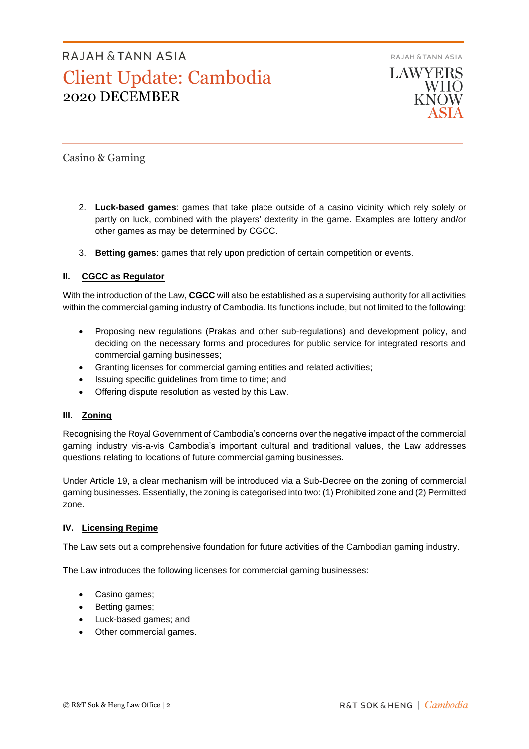2. **Luck-based games**: games that take place outside of a casino vicinity which rely solely or partly on luck, combined with the players' dexterity in the game. Examples are lottery and/or other games as may be determined by CGCC.

3. **Betting games**: games that rely upon prediction of certain competition or events.

## II. CGCC as Regulator

With the introduction of the Law, **CGCC** will also be established as a supervising authority for all activities within the commercial gaming industry of Cambodia. Its functions include, but not limited to the following:

- Proposing new regulations (Prakas and other sub-regulations) and development policy, and deciding on the necessary forms and procedures for public service for integrated resorts and commercial gaming businesses;
- Granting licenses for commercial gaming entities and related activities;
- Issuing specific guidelines from time to time; and
- Offering dispute resolution as vested by this Law.

## III. Zoning

Recognising the Royal Government of Cambodia's concerns over the negative impact of the commercial gaming industry vis-a-vis Cambodia's important cultural and traditional values, the Law addresses questions relating to locations of future commercial gaming businesses.

Under Article 19, a clear mechanism will be introduced via a Sub-Decree on the zoning of commercial gaming businesses. Essentially, the zoning is categorised into two: (1) Prohibited zone and (2) Permitted zone.

## IV. Licensing Regime

The Law sets out a comprehensive foundation for future activities of the Cambodian gaming industry.

The Law introduces the following licenses for commercial gaming businesses:

- Casino games;
- Betting games;
- Luck-based games; and
- Other commercial games.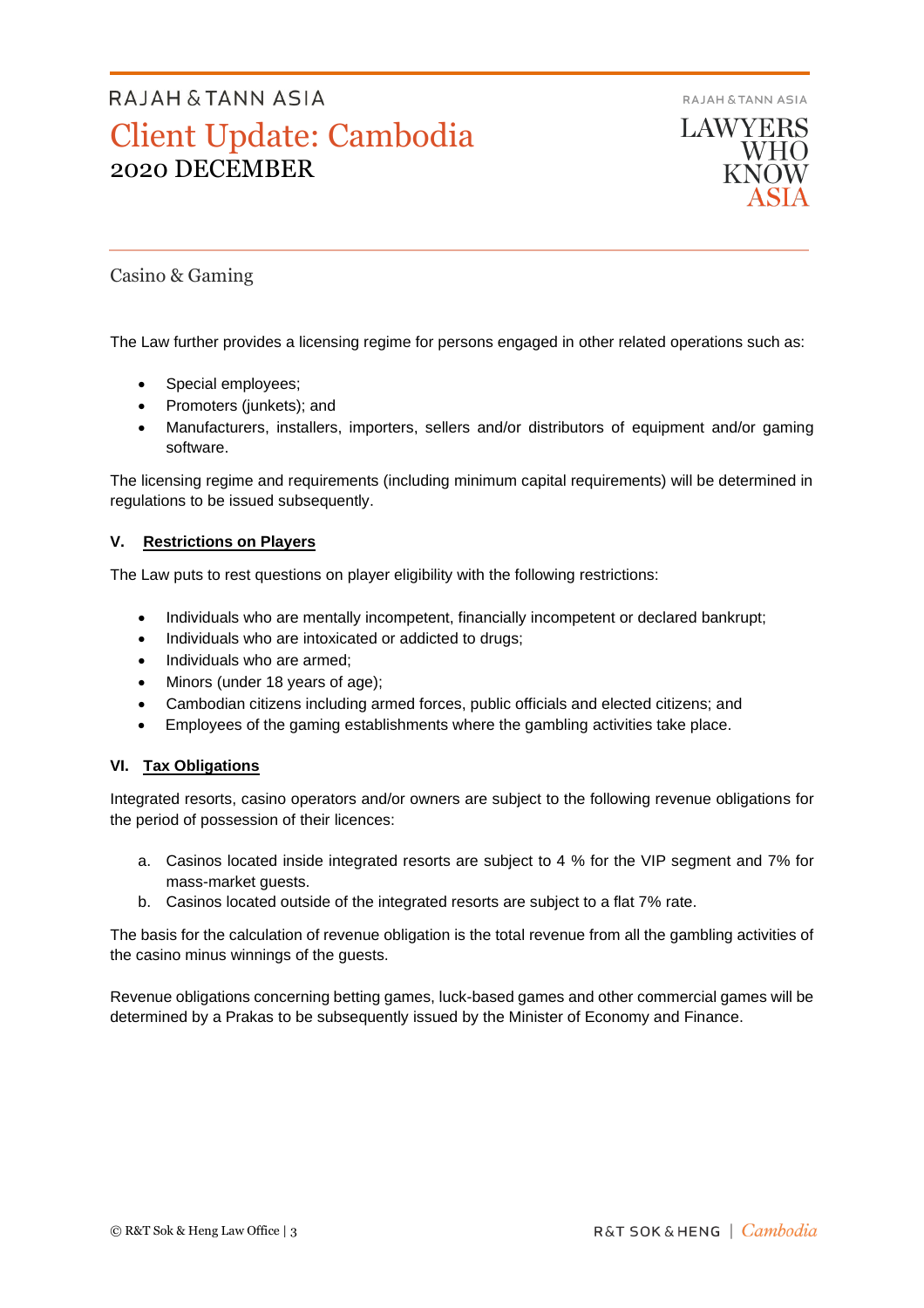The Law further provides a licensing regime for persons engaged in other related operations such as:

- Special employees;
- Promoters (junkets); and
- Manufacturers, installers, importers, sellers and/or distributors of equipment and/or gaming software.

The licensing regime and requirements (including minimum capital requirements) will be determined in regulations to be issued subsequently.

## V. Restrictions on Players

The Law puts to rest questions on player eligibility with the following restrictions:

- Individuals who are mentally incompetent, financially incompetent or declared bankrupt;
- Individuals who are intoxicated or addicted to drugs;
- Individuals who are armed;
- Minors (under 18 years of age);
- Cambodian citizens including armed forces, public officials and elected citizens; and
- Employees of the gaming establishments where the gambling activities take place.

## VI. Tax Obligations

Integrated resorts, casino operators and/or owners are subject to the following revenue obligations for the period of possession of their licences:

a. Casinos located inside integrated resorts are subject to 4 % for the VIP segment and 7% for mass-market guests.
b. Casinos located outside of the integrated resorts are subject to a flat 7% rate.

The basis for the calculation of revenue obligation is the total revenue from all the gambling activities of the casino minus winnings of the guests.

Revenue obligations concerning betting games, luck-based games and other commercial games will be determined by a Prakas to be subsequently issued by the Minister of Economy and Finance.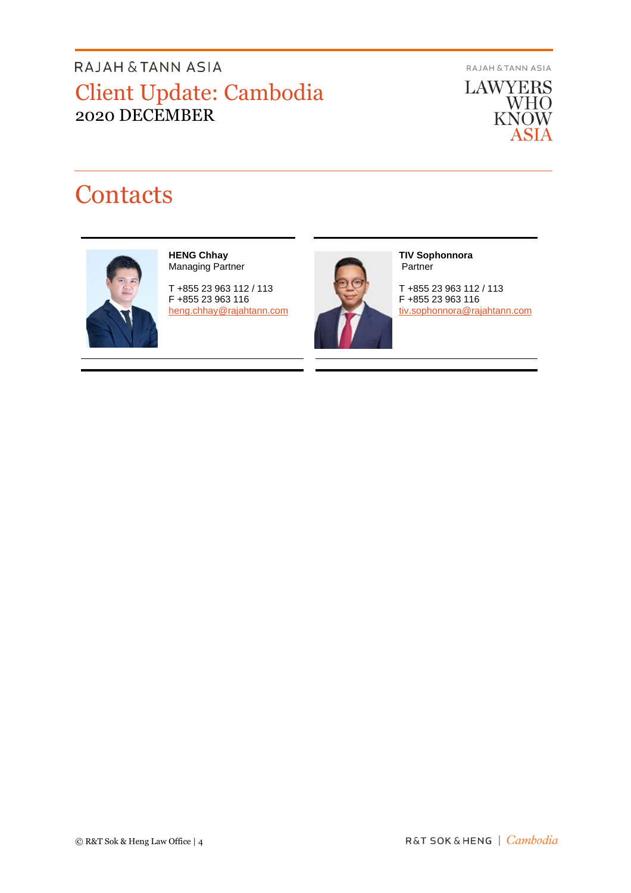# Contacts

**HENG Chhay**
Managing Partner

T +855 23 963 112 / 113
F +855 23 963 116
heng.chhay@rajahtann.com

**TIV Sophonnora**
Partner

T +855 23 963 112 / 113
F +855 23 963 116
tiv.sophonnora@rajahtann.com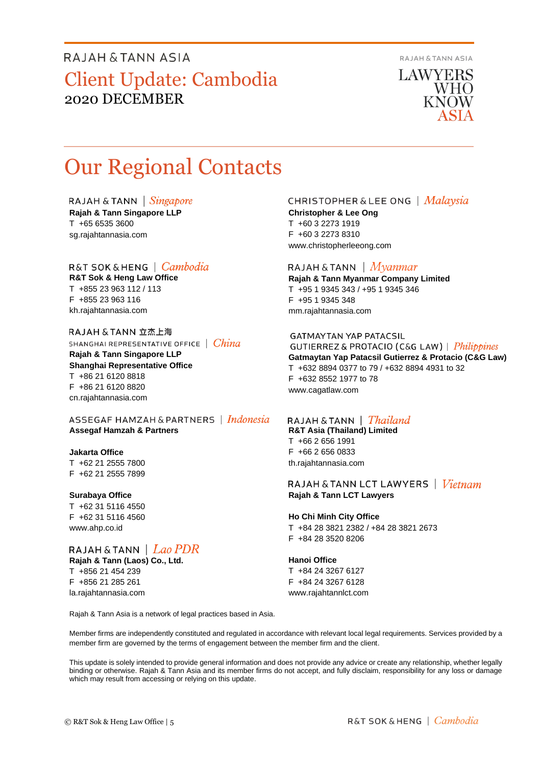# Our Regional Contacts

RAJAH & TANN | *Singapore*

**Rajah & Tann Singapore LLP**
T +65 6535 3600
sg.rajahtannasia.com

R&T SOK & HENG | *Cambodia*

**R&T Sok & Heng Law Office**
T +855 23 963 112 / 113
F +855 23 963 116
kh.rajahtannasia.com

RAJAH & TANN 立杰上海
SHANGHAI REPRESENTATIVE OFFICE | *China*

**Rajah & Tann Singapore LLP**
**Shanghai Representative Office**
T +86 21 6120 8818
F +86 21 6120 8820
cn.rajahtannasia.com

ASSEGAF HAMZAH & PARTNERS | *Indonesia*

**Assegaf Hamzah & Partners**

**Jakarta Office**
T +62 21 2555 7800
F +62 21 2555 7899

**Surabaya Office**
T +62 31 5116 4550
F +62 31 5116 4560
www.ahp.co.id

RAJAH & TANN | *Lao PDR*

**Rajah & Tann (Laos) Co., Ltd.**
T +856 21 454 239
F +856 21 285 261
la.rajahtannasia.com

CHRISTOPHER & LEE ONG | *Malaysia*

**Christopher & Lee Ong**
T +60 3 2273 1919
F +60 3 2273 8310
www.christopherleeong.com

RAJAH & TANN | *Myanmar*

**Rajah & Tann Myanmar Company Limited**
T +95 1 9345 343 / +95 1 9345 346
F +95 1 9345 348
mm.rajahtannasia.com

GATMAYTAN YAP PATACSIL
GUTIERREZ & PROTACIO (C&G LAW) | *Philippines*

**Gatmaytan Yap Patacsil Gutierrez & Protacio (C&G Law)**
T +632 8894 0377 to 79 / +632 8894 4931 to 32
F +632 8552 1977 to 78
www.cagatlaw.com

RAJAH & TANN | *Thailand*

**R&T Asia (Thailand) Limited**
T +66 2 656 1991
F +66 2 656 0833
th.rajahtannasia.com

RAJAH & TANN LCT LAWYERS | *Vietnam*

**Rajah & Tann LCT Lawyers**

**Ho Chi Minh City Office**
T +84 28 3821 2382 / +84 28 3821 2673
F +84 28 3520 8206

**Hanoi Office**
T +84 24 3267 6127
F +84 24 3267 6128
www.rajahtannlct.com

Rajah & Tann Asia is a network of legal practices based in Asia.

Member firms are independently constituted and regulated in accordance with relevant local legal requirements. Services provided by a member firm are governed by the terms of engagement between the member firm and the client.

This update is solely intended to provide general information and does not provide any advice or create any relationship, whether legally binding or otherwise. Rajah & Tann Asia and its member firms do not accept, and fully disclaim, responsibility for any loss or damage which may result from accessing or relying on this update.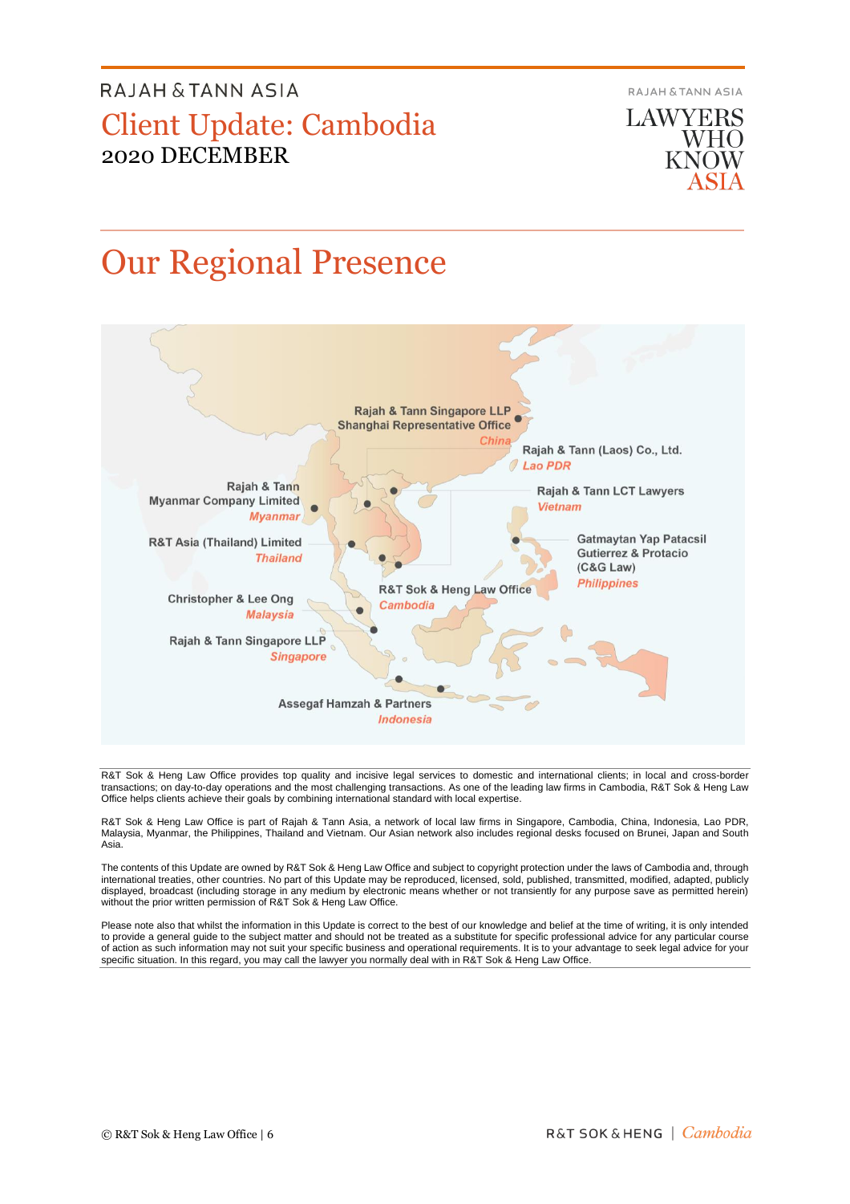# Our Regional Presence

Rajah & Tann Singapore LLP
Shanghai Representative Office
*China*

Rajah & Tann (Laos) Co., Ltd.
*Lao PDR*

Rajah & Tann
Myanmar Company Limited
*Myanmar*

Rajah & Tann LCT Lawyers
*Vietnam*

R&T Asia (Thailand) Limited
*Thailand*

Gatmaytan Yap Patacsil
Gutierrez & Protacio
(C&G Law)
*Philippines*

R&T Sok & Heng Law Office
*Cambodia*

Christopher & Lee Ong
*Malaysia*

Rajah & Tann Singapore LLP
*Singapore*

Assegaf Hamzah & Partners
*Indonesia*

R&T Sok & Heng Law Office provides top quality and incisive legal services to domestic and international clients; in local and cross-border transactions; on day-to-day operations and the most challenging transactions. As one of the leading law firms in Cambodia, R&T Sok & Heng Law Office helps clients achieve their goals by combining international standard with local expertise.

R&T Sok & Heng Law Office is part of Rajah & Tann Asia, a network of local law firms in Singapore, Cambodia, China, Indonesia, Lao PDR, Malaysia, Myanmar, the Philippines, Thailand and Vietnam. Our Asian network also includes regional desks focused on Brunei, Japan and South Asia.

The contents of this Update are owned by R&T Sok & Heng Law Office and subject to copyright protection under the laws of Cambodia and, through international treaties, other countries. No part of this Update may be reproduced, licensed, sold, published, transmitted, modified, adapted, publicly displayed, broadcast (including storage in any medium by electronic means whether or not transiently for any purpose save as permitted herein) without the prior written permission of R&T Sok & Heng Law Office.

Please note also that whilst the information in this Update is correct to the best of our knowledge and belief at the time of writing, it is only intended to provide a general guide to the subject matter and should not be treated as a substitute for specific professional advice for any particular course of action as such information may not suit your specific business and operational requirements. It is to your advantage to seek legal advice for your specific situation. In this regard, you may call the lawyer you normally deal with in R&T Sok & Heng Law Office.